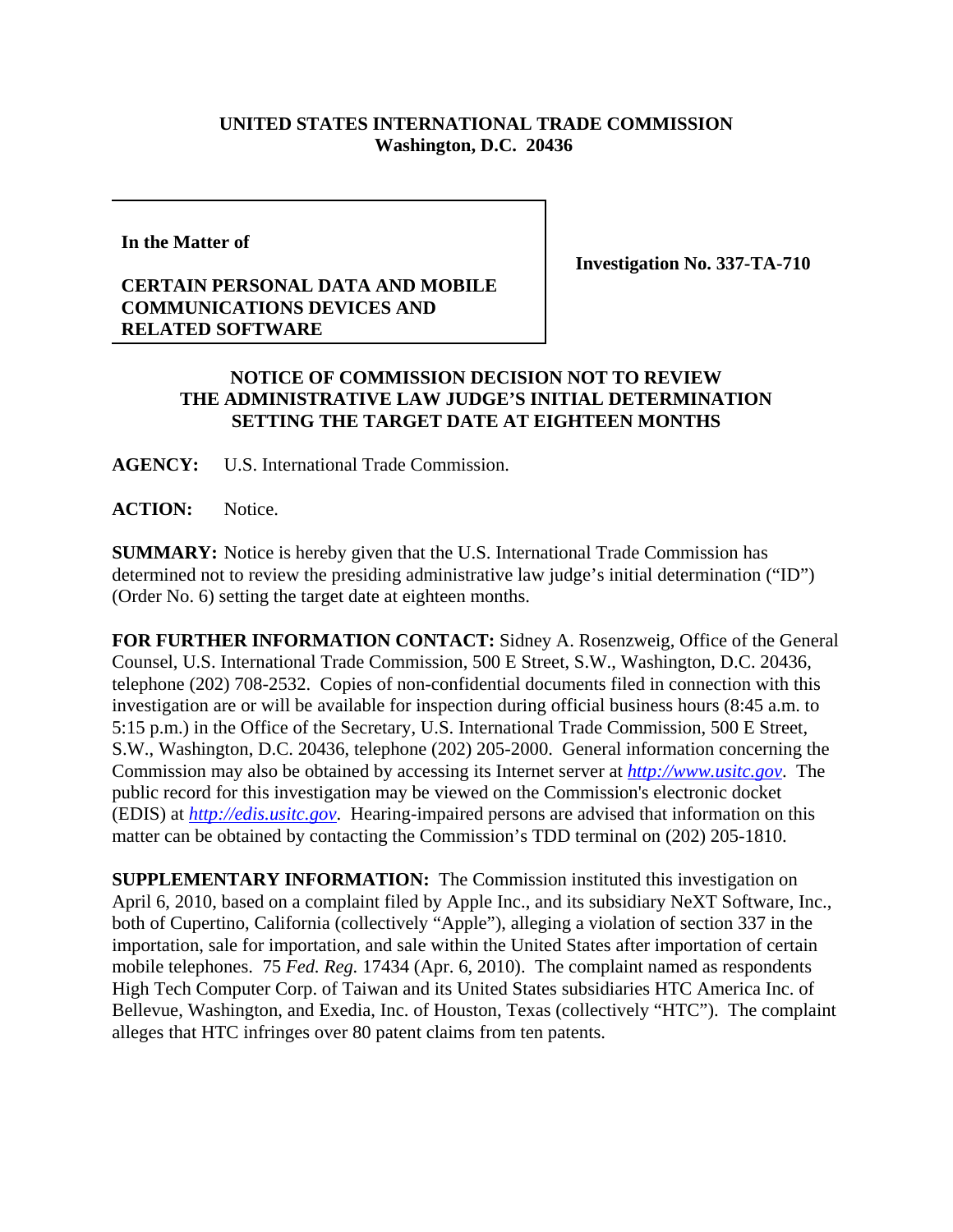**UNITED STATES INTERNATIONAL TRADE COMMISSION**
**Washington, D.C. 20436**

**In the Matter of**

**CERTAIN PERSONAL DATA AND MOBILE COMMUNICATIONS DEVICES AND RELATED SOFTWARE**

**Investigation No. 337-TA-710**

**NOTICE OF COMMISSION DECISION NOT TO REVIEW THE ADMINISTRATIVE LAW JUDGE'S INITIAL DETERMINATION SETTING THE TARGET DATE AT EIGHTEEN MONTHS**

**AGENCY:** U.S. International Trade Commission.

**ACTION:** Notice.

**SUMMARY:** Notice is hereby given that the U.S. International Trade Commission has determined not to review the presiding administrative law judge's initial determination ("ID") (Order No. 6) setting the target date at eighteen months.

**FOR FURTHER INFORMATION CONTACT:** Sidney A. Rosenzweig, Office of the General Counsel, U.S. International Trade Commission, 500 E Street, S.W., Washington, D.C. 20436, telephone (202) 708-2532. Copies of non-confidential documents filed in connection with this investigation are or will be available for inspection during official business hours (8:45 a.m. to 5:15 p.m.) in the Office of the Secretary, U.S. International Trade Commission, 500 E Street, S.W., Washington, D.C. 20436, telephone (202) 205-2000. General information concerning the Commission may also be obtained by accessing its Internet server at *http://www.usitc.gov*. The public record for this investigation may be viewed on the Commission's electronic docket (EDIS) at *http://edis.usitc.gov*. Hearing-impaired persons are advised that information on this matter can be obtained by contacting the Commission's TDD terminal on (202) 205-1810.

**SUPPLEMENTARY INFORMATION:** The Commission instituted this investigation on April 6, 2010, based on a complaint filed by Apple Inc., and its subsidiary NeXT Software, Inc., both of Cupertino, California (collectively "Apple"), alleging a violation of section 337 in the importation, sale for importation, and sale within the United States after importation of certain mobile telephones. 75 *Fed. Reg.* 17434 (Apr. 6, 2010). The complaint named as respondents High Tech Computer Corp. of Taiwan and its United States subsidiaries HTC America Inc. of Bellevue, Washington, and Exedia, Inc. of Houston, Texas (collectively "HTC"). The complaint alleges that HTC infringes over 80 patent claims from ten patents.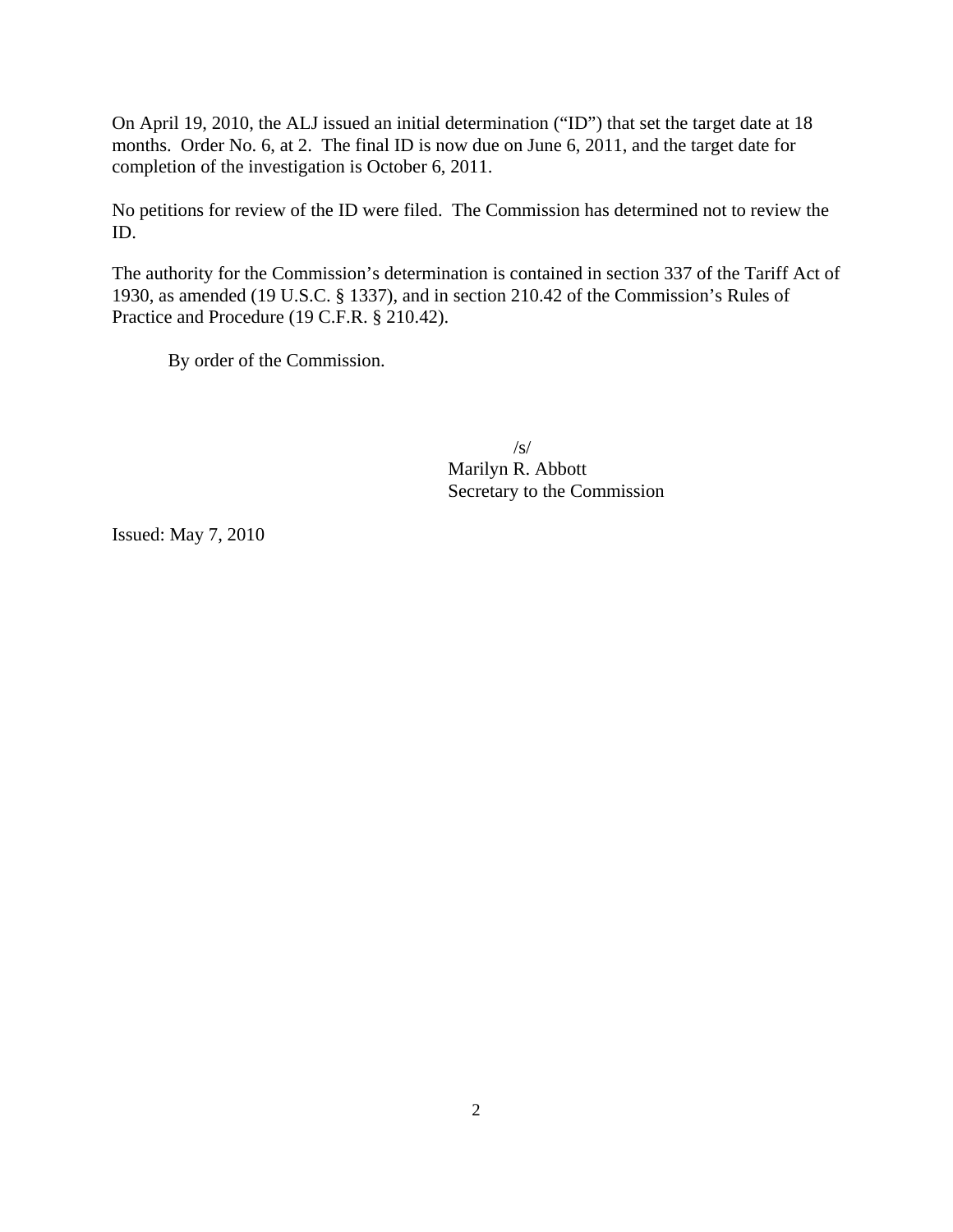On April 19, 2010, the ALJ issued an initial determination ("ID") that set the target date at 18 months. Order No. 6, at 2. The final ID is now due on June 6, 2011, and the target date for completion of the investigation is October 6, 2011.

No petitions for review of the ID were filed. The Commission has determined not to review the ID.

The authority for the Commission's determination is contained in section 337 of the Tariff Act of 1930, as amended (19 U.S.C. § 1337), and in section 210.42 of the Commission's Rules of Practice and Procedure (19 C.F.R. § 210.42).

By order of the Commission.

/s/
Marilyn R. Abbott
Secretary to the Commission

Issued: May 7, 2010